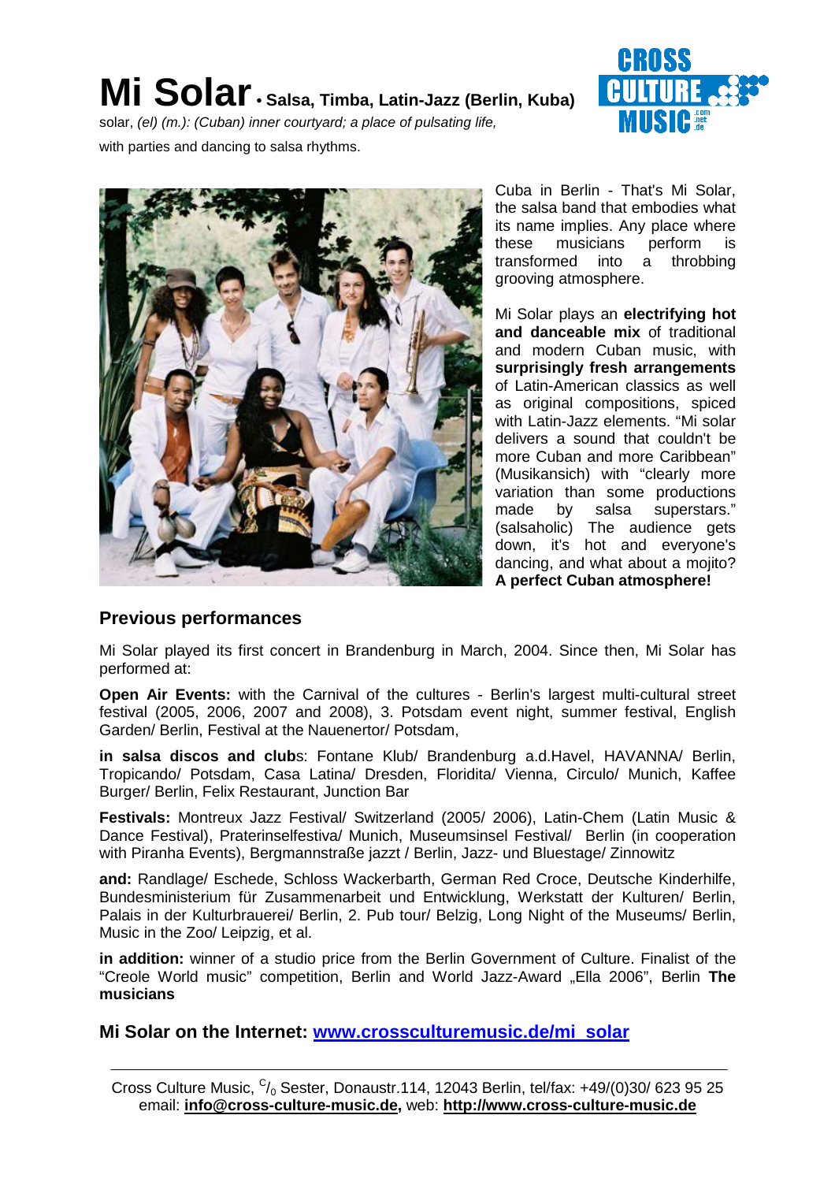# Mi Solar • Salsa, Timba, Latin-Jazz (Berlin, Kuba)

solar, *(el) (m.): (Cuban) inner courtyard; a place of pulsating life,* with parties and dancing to salsa rhythms.

Cuba in Berlin - That's Mi Solar, the salsa band that embodies what its name implies. Any place where these musicians perform is transformed into a throbbing grooving atmosphere.

Mi Solar plays an **electrifying hot and danceable mix** of traditional and modern Cuban music, with **surprisingly fresh arrangements** of Latin-American classics as well as original compositions, spiced with Latin-Jazz elements. "Mi solar delivers a sound that couldn't be more Cuban and more Caribbean" (Musikansich) with "clearly more variation than some productions made by salsa superstars." (salsaholic) The audience gets down, it's hot and everyone's dancing, and what about a mojito? **A perfect Cuban atmosphere!**

## Previous performances

Mi Solar played its first concert in Brandenburg in March, 2004. Since then, Mi Solar has performed at:

**Open Air Events:** with the Carnival of the cultures - Berlin's largest multi-cultural street festival (2005, 2006, 2007 and 2008), 3. Potsdam event night, summer festival, English Garden/ Berlin, Festival at the Nauenertor/ Potsdam,

**in salsa discos and club**s: Fontane Klub/ Brandenburg a.d.Havel, HAVANNA/ Berlin, Tropicando/ Potsdam, Casa Latina/ Dresden, Floridita/ Vienna, Circulo/ Munich, Kaffee Burger/ Berlin, Felix Restaurant, Junction Bar

**Festivals:** Montreux Jazz Festival/ Switzerland (2005/ 2006), Latin-Chem (Latin Music & Dance Festival), Praterinselfestiva/ Munich, Museumsinsel Festival/ Berlin (in cooperation with Piranha Events), Bergmannstraße jazzt / Berlin, Jazz- und Bluestage/ Zinnowitz

**and:** Randlage/ Eschede, Schloss Wackerbarth, German Red Croce, Deutsche Kinderhilfe, Bundesministerium für Zusammenarbeit und Entwicklung, Werkstatt der Kulturen/ Berlin, Palais in der Kulturbrauerei/ Berlin, 2. Pub tour/ Belzig, Long Night of the Museums/ Berlin, Music in the Zoo/ Leipzig, et al.

**in addition:** winner of a studio price from the Berlin Government of Culture. Finalist of the "Creole World music" competition, Berlin and World Jazz-Award „Ella 2006", Berlin **The musicians**

## Mi Solar on the Internet: [www.crossculturemusic.de/mi_solar](www.crossculturemusic.de/mi_solar)

Cross Culture Music, c/o Sester, Donaustr.114, 12043 Berlin, tel/fax: +49/(0)30/ 623 95 25
email: **info@cross-culture-music.de,** web: **http://www.cross-culture-music.de**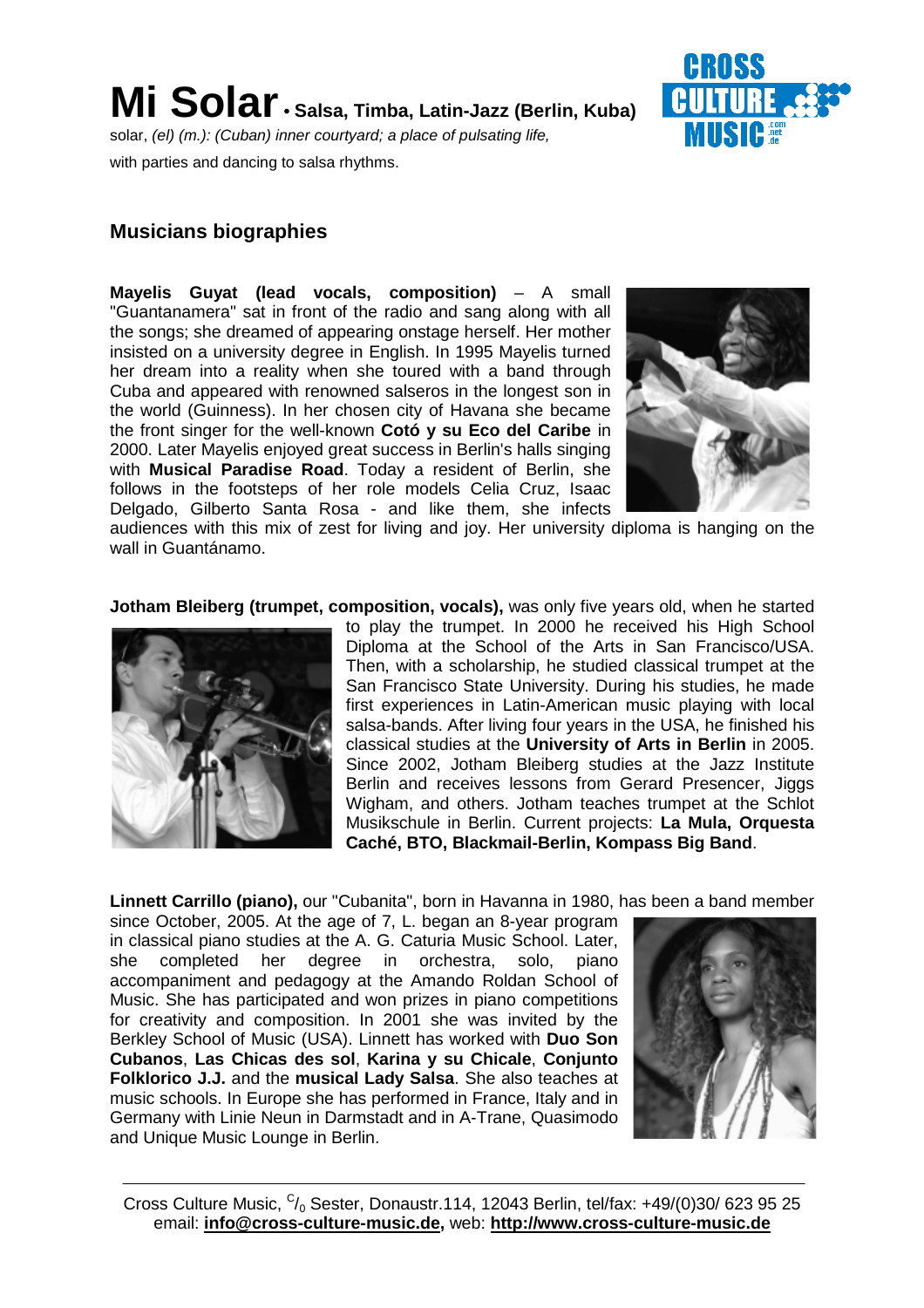# Mi Solar • Salsa, Timba, Latin-Jazz (Berlin, Kuba)

solar, *(el) (m.): (Cuban) inner courtyard; a place of pulsating life,*
with parties and dancing to salsa rhythms.

## Musicians biographies

**Mayelis Guyat (lead vocals, composition)** – A small "Guantanamera" sat in front of the radio and sang along with all the songs; she dreamed of appearing onstage herself. Her mother insisted on a university degree in English. In 1995 Mayelis turned her dream into a reality when she toured with a band through Cuba and appeared with renowned salseros in the longest son in the world (Guinness). In her chosen city of Havana she became the front singer for the well-known **Cotó y su Eco del Caribe** in 2000. Later Mayelis enjoyed great success in Berlin's halls singing with **Musical Paradise Road**. Today a resident of Berlin, she follows in the footsteps of her role models Celia Cruz, Isaac Delgado, Gilberto Santa Rosa - and like them, she infects audiences with this mix of zest for living and joy. Her university diploma is hanging on the wall in Guantánamo.

**Jotham Bleiberg (trumpet, composition, vocals),** was only five years old, when he started to play the trumpet. In 2000 he received his High School Diploma at the School of the Arts in San Francisco/USA. Then, with a scholarship, he studied classical trumpet at the San Francisco State University. During his studies, he made first experiences in Latin-American music playing with local salsa-bands. After living four years in the USA, he finished his classical studies at the **University of Arts in Berlin** in 2005. Since 2002, Jotham Bleiberg studies at the Jazz Institute Berlin and receives lessons from Gerard Presencer, Jiggs Wigham, and others. Jotham teaches trumpet at the Schlot Musikschule in Berlin. Current projects: **La Mula, Orquesta Caché, BTO, Blackmail-Berlin, Kompass Big Band**.

**Linnett Carrillo (piano),** our "Cubanita", born in Havanna in 1980, has been a band member since October, 2005. At the age of 7, L. began an 8-year program in classical piano studies at the A. G. Caturia Music School. Later, she completed her degree in orchestra, solo, piano accompaniment and pedagogy at the Amando Roldan School of Music. She has participated and won prizes in piano competitions for creativity and composition. In 2001 she was invited by the Berkley School of Music (USA). Linnett has worked with **Duo Son Cubanos**, **Las Chicas des sol**, **Karina y su Chicale**, **Conjunto Folklorico J.J.** and the **musical Lady Salsa**. She also teaches at music schools. In Europe she has performed in France, Italy and in Germany with Linie Neun in Darmstadt and in A-Trane, Quasimodo and Unique Music Lounge in Berlin.

Cross Culture Music, c/o Sester, Donaustr.114, 12043 Berlin, tel/fax: +49/(0)30/ 623 95 25
email: **info@cross-culture-music.de,** web: **http://www.cross-culture-music.de**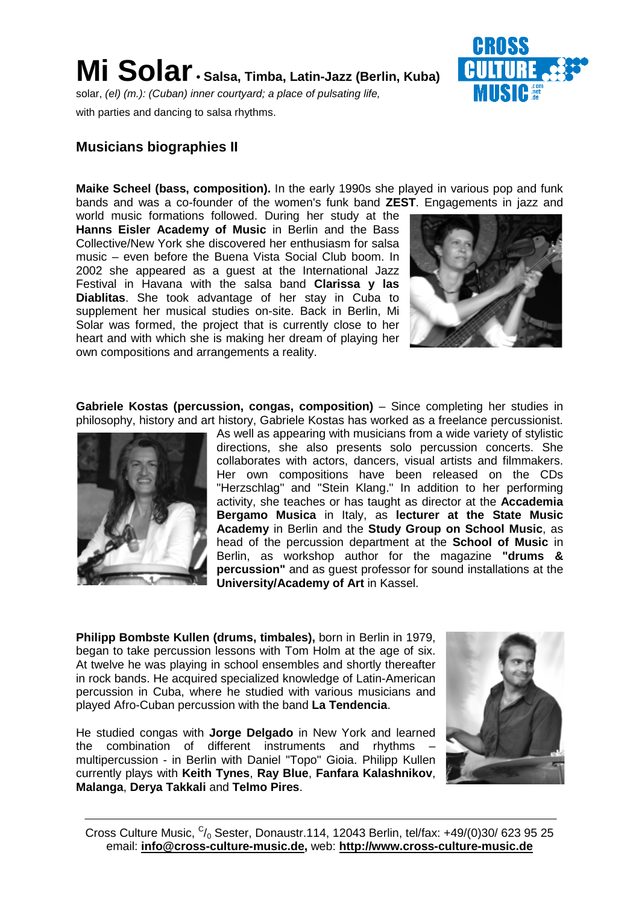# Mi Solar • Salsa, Timba, Latin-Jazz (Berlin, Kuba)

solar, *(el) (m.): (Cuban) inner courtyard; a place of pulsating life,*
with parties and dancing to salsa rhythms.

## Musicians biographies II

**Maike Scheel (bass, composition).** In the early 1990s she played in various pop and funk bands and was a co-founder of the women's funk band **ZEST**. Engagements in jazz and world music formations followed. During her study at the **Hanns Eisler Academy of Music** in Berlin and the Bass Collective/New York she discovered her enthusiasm for salsa music – even before the Buena Vista Social Club boom. In 2002 she appeared as a guest at the International Jazz Festival in Havana with the salsa band **Clarissa y las Diablitas**. She took advantage of her stay in Cuba to supplement her musical studies on-site. Back in Berlin, Mi Solar was formed, the project that is currently close to her heart and with which she is making her dream of playing her own compositions and arrangements a reality.

**Gabriele Kostas (percussion, congas, composition)** – Since completing her studies in philosophy, history and art history, Gabriele Kostas has worked as a freelance percussionist. As well as appearing with musicians from a wide variety of stylistic directions, she also presents solo percussion concerts. She collaborates with actors, dancers, visual artists and filmmakers. Her own compositions have been released on the CDs "Herzschlag" and "Stein Klang." In addition to her performing activity, she teaches or has taught as director at the **Accademia Bergamo Musica** in Italy, as **lecturer at the State Music Academy** in Berlin and the **Study Group on School Music**, as head of the percussion department at the **School of Music** in Berlin, as workshop author for the magazine **"drums & percussion"** and as guest professor for sound installations at the **University/Academy of Art** in Kassel.

**Philipp Bombste Kullen (drums, timbales),** born in Berlin in 1979, began to take percussion lessons with Tom Holm at the age of six. At twelve he was playing in school ensembles and shortly thereafter in rock bands. He acquired specialized knowledge of Latin-American percussion in Cuba, where he studied with various musicians and played Afro-Cuban percussion with the band **La Tendencia**.

He studied congas with **Jorge Delgado** in New York and learned the combination of different instruments and rhythms – multipercussion - in Berlin with Daniel "Topo" Gioia. Philipp Kullen currently plays with **Keith Tynes**, **Ray Blue**, **Fanfara Kalashnikov**, **Malanga**, **Derya Takkali** and **Telmo Pires**.

Cross Culture Music, c/o Sester, Donaustr.114, 12043 Berlin, tel/fax: +49/(0)30/ 623 95 25
email: **info@cross-culture-music.de,** web: **http://www.cross-culture-music.de**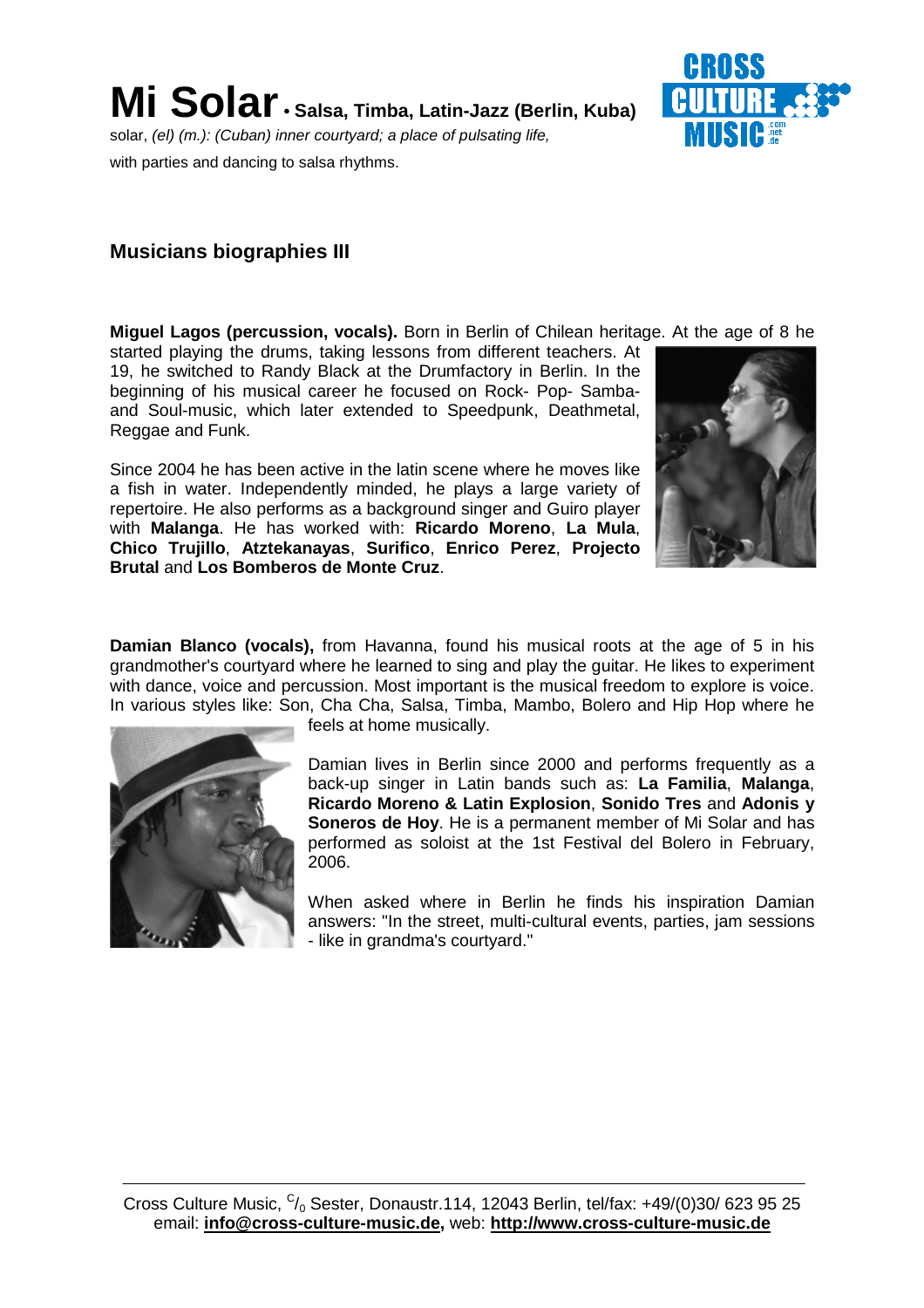# Mi Solar • Salsa, Timba, Latin-Jazz (Berlin, Kuba)

solar, *(el) (m.): (Cuban) inner courtyard; a place of pulsating life,* with parties and dancing to salsa rhythms.

## Musicians biographies III

**Miguel Lagos (percussion, vocals).** Born in Berlin of Chilean heritage. At the age of 8 he started playing the drums, taking lessons from different teachers. At 19, he switched to Randy Black at the Drumfactory in Berlin. In the beginning of his musical career he focused on Rock- Pop- Samba- and Soul-music, which later extended to Speedpunk, Deathmetal, Reggae and Funk.

Since 2004 he has been active in the latin scene where he moves like a fish in water. Independently minded, he plays a large variety of repertoire. He also performs as a background singer and Guiro player with **Malanga**. He has worked with: **Ricardo Moreno**, **La Mula**, **Chico Trujillo**, **Atztekanayas**, **Surifico**, **Enrico Perez**, **Projecto Brutal** and **Los Bomberos de Monte Cruz**.

**Damian Blanco (vocals),** from Havanna, found his musical roots at the age of 5 in his grandmother's courtyard where he learned to sing and play the guitar. He likes to experiment with dance, voice and percussion. Most important is the musical freedom to explore is voice. In various styles like: Son, Cha Cha, Salsa, Timba, Mambo, Bolero and Hip Hop where he feels at home musically.

Damian lives in Berlin since 2000 and performs frequently as a back-up singer in Latin bands such as: **La Familia**, **Malanga**, **Ricardo Moreno & Latin Explosion**, **Sonido Tres** and **Adonis y Soneros de Hoy**. He is a permanent member of Mi Solar and has performed as soloist at the 1st Festival del Bolero in February, 2006.

When asked where in Berlin he finds his inspiration Damian answers: "In the street, multi-cultural events, parties, jam sessions - like in grandma's courtyard."

Cross Culture Music, c/o Sester, Donaustr.114, 12043 Berlin, tel/fax: +49/(0)30/ 623 95 25
email: **info@cross-culture-music.de,** web: **http://www.cross-culture-music.de**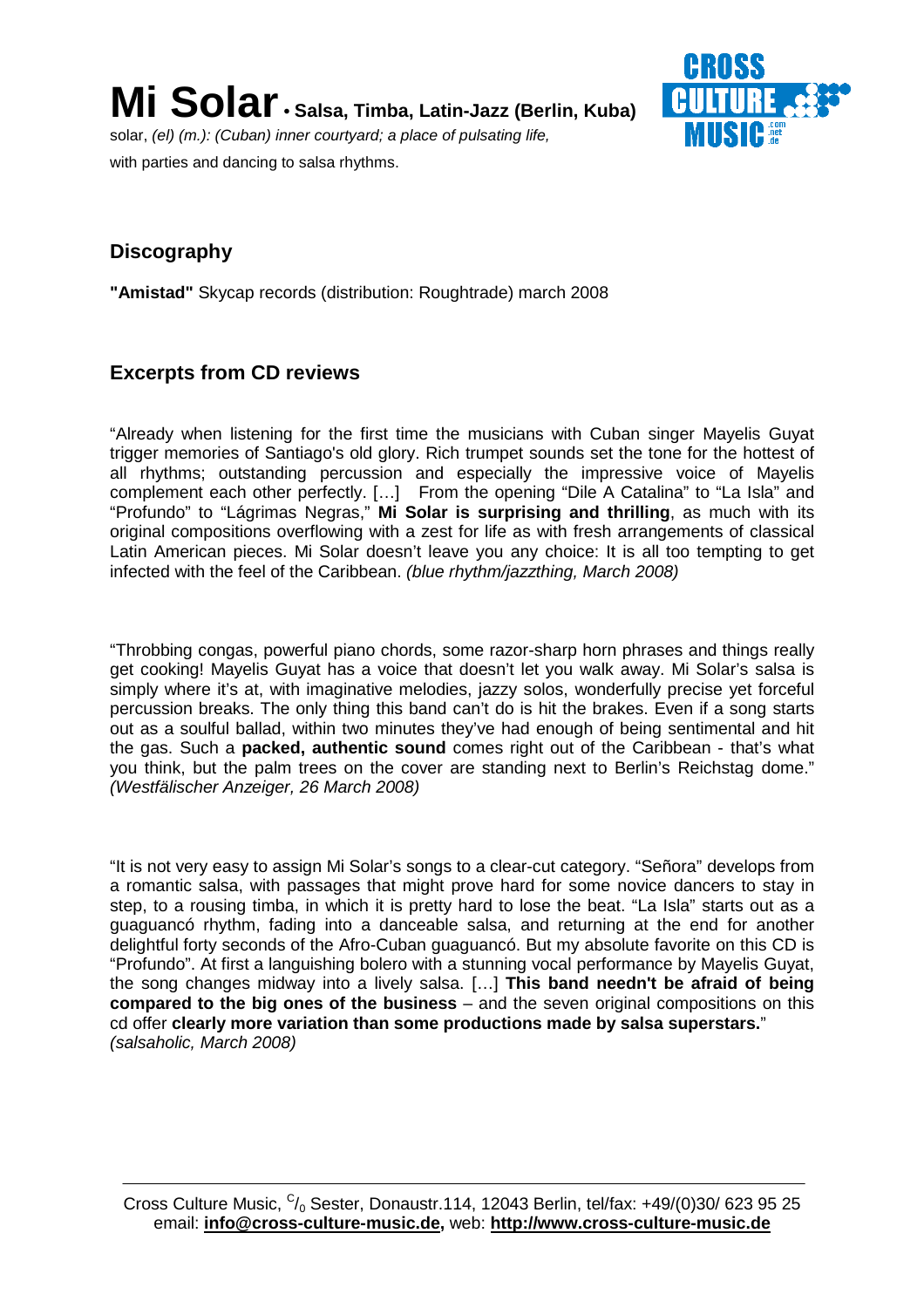# Mi Solar • Salsa, Timba, Latin-Jazz (Berlin, Kuba)

solar, *(el) (m.): (Cuban) inner courtyard; a place of pulsating life,*
with parties and dancing to salsa rhythms.

## Discography

**"Amistad"** Skycap records (distribution: Roughtrade) march 2008

## Excerpts from CD reviews

"Already when listening for the first time the musicians with Cuban singer Mayelis Guyat trigger memories of Santiago's old glory. Rich trumpet sounds set the tone for the hottest of all rhythms; outstanding percussion and especially the impressive voice of Mayelis complement each other perfectly. […] From the opening "Dile A Catalina" to "La Isla" and "Profundo" to "Lágrimas Negras," **Mi Solar is surprising and thrilling**, as much with its original compositions overflowing with a zest for life as with fresh arrangements of classical Latin American pieces. Mi Solar doesn't leave you any choice: It is all too tempting to get infected with the feel of the Caribbean. *(blue rhythm/jazzthing, March 2008)*

"Throbbing congas, powerful piano chords, some razor-sharp horn phrases and things really get cooking! Mayelis Guyat has a voice that doesn't let you walk away. Mi Solar's salsa is simply where it's at, with imaginative melodies, jazzy solos, wonderfully precise yet forceful percussion breaks. The only thing this band can't do is hit the brakes. Even if a song starts out as a soulful ballad, within two minutes they've had enough of being sentimental and hit the gas. Such a **packed, authentic sound** comes right out of the Caribbean - that's what you think, but the palm trees on the cover are standing next to Berlin's Reichstag dome." *(Westfälischer Anzeiger, 26 March 2008)*

"It is not very easy to assign Mi Solar's songs to a clear-cut category. "Señora" develops from a romantic salsa, with passages that might prove hard for some novice dancers to stay in step, to a rousing timba, in which it is pretty hard to lose the beat. "La Isla" starts out as a guaguancó rhythm, fading into a danceable salsa, and returning at the end for another delightful forty seconds of the Afro-Cuban guaguancó. But my absolute favorite on this CD is "Profundo". At first a languishing bolero with a stunning vocal performance by Mayelis Guyat, the song changes midway into a lively salsa. […] **This band needn't be afraid of being compared to the big ones of the business** – and the seven original compositions on this cd offer **clearly more variation than some productions made by salsa superstars.**" *(salsaholic, March 2008)*

Cross Culture Music, c/o Sester, Donaustr.114, 12043 Berlin, tel/fax: +49/(0)30/ 623 95 25
email: **info@cross-culture-music.de,** web: **http://www.cross-culture-music.de**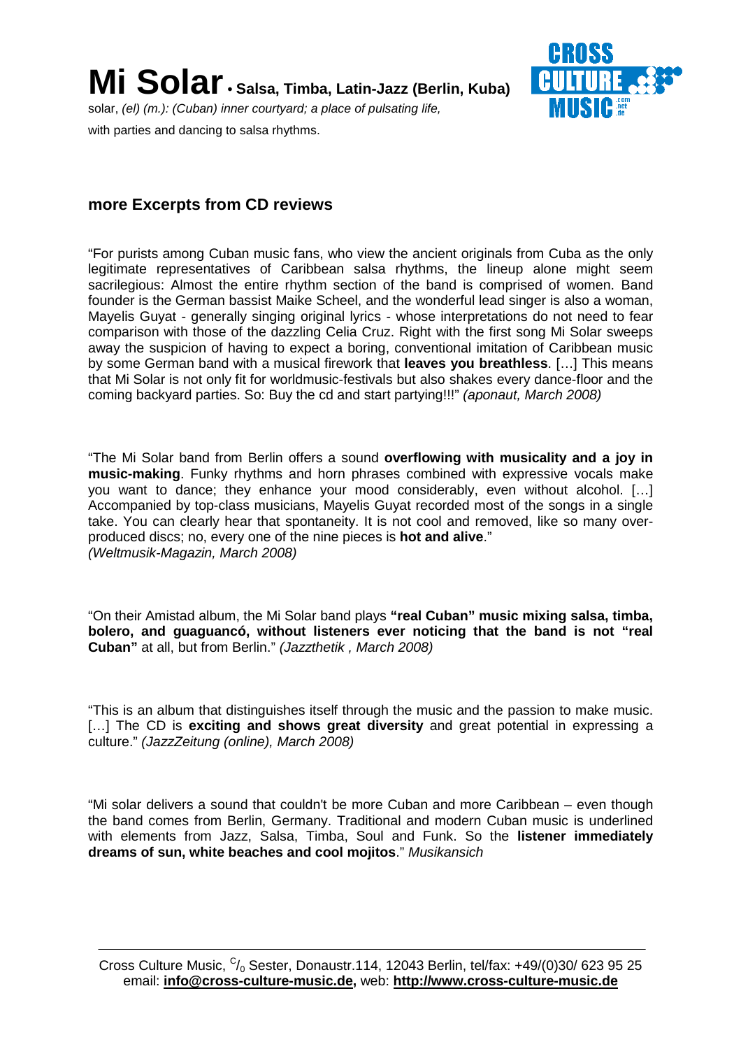# Mi Solar • Salsa, Timba, Latin-Jazz (Berlin, Kuba)

solar, *(el) (m.): (Cuban) inner courtyard; a place of pulsating life,*
with parties and dancing to salsa rhythms.

## more Excerpts from CD reviews

"For purists among Cuban music fans, who view the ancient originals from Cuba as the only legitimate representatives of Caribbean salsa rhythms, the lineup alone might seem sacrilegious: Almost the entire rhythm section of the band is comprised of women. Band founder is the German bassist Maike Scheel, and the wonderful lead singer is also a woman, Mayelis Guyat - generally singing original lyrics - whose interpretations do not need to fear comparison with those of the dazzling Celia Cruz. Right with the first song Mi Solar sweeps away the suspicion of having to expect a boring, conventional imitation of Caribbean music by some German band with a musical firework that **leaves you breathless**. […] This means that Mi Solar is not only fit for worldmusic-festivals but also shakes every dance-floor and the coming backyard parties. So: Buy the cd and start partying!!!" *(aponaut, March 2008)*

"The Mi Solar band from Berlin offers a sound **overflowing with musicality and a joy in music-making**. Funky rhythms and horn phrases combined with expressive vocals make you want to dance; they enhance your mood considerably, even without alcohol. […] Accompanied by top-class musicians, Mayelis Guyat recorded most of the songs in a single take. You can clearly hear that spontaneity. It is not cool and removed, like so many over-produced discs; no, every one of the nine pieces is **hot and alive**."
*(Weltmusik-Magazin, March 2008)*

"On their Amistad album, the Mi Solar band plays **"real Cuban" music mixing salsa, timba, bolero, and guaguancó, without listeners ever noticing that the band is not "real Cuban"** at all, but from Berlin." *(Jazzthetik , March 2008)*

"This is an album that distinguishes itself through the music and the passion to make music. […] The CD is **exciting and shows great diversity** and great potential in expressing a culture." *(JazzZeitung (online), March 2008)*

"Mi solar delivers a sound that couldn't be more Cuban and more Caribbean – even though the band comes from Berlin, Germany. Traditional and modern Cuban music is underlined with elements from Jazz, Salsa, Timba, Soul and Funk. So the **listener immediately dreams of sun, white beaches and cool mojitos**." *Musikansich*

Cross Culture Music, c/o Sester, Donaustr.114, 12043 Berlin, tel/fax: +49/(0)30/ 623 95 25
email: **info@cross-culture-music.de,** web: **http://www.cross-culture-music.de**